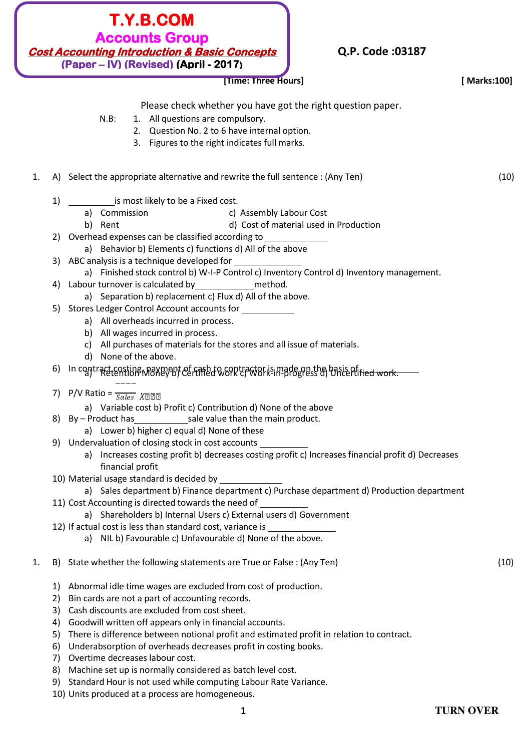# T.Y.B.COM
## Accounts Group
### Cost Accounting Introduction & Basic Concepts
**(Paper – IV) (Revised) (April - 2017)**

**Q.P. Code :03187**

**[Time: Three Hours]** **[ Marks:100]**

Please check whether you have got the right question paper.

N.B:
1. All questions are compulsory.
2. Question No. 2 to 6 have internal option.
3. Figures to the right indicates full marks.

1. A) Select the appropriate alternative and rewrite the full sentence : (Any Ten) (10)

1) __________ is most likely to be a Fixed cost.
   a) Commission c) Assembly Labour Cost
   b) Rent d) Cost of material used in Production
2) Overhead expenses can be classified according to __________
   a) Behavior b) Elements c) functions d) All of the above
3) ABC analysis is a technique developed for __________
   a) Finished stock control b) W-I-P Control c) Inventory Control d) Inventory management.
4) Labour turnover is calculated by __________ method.
   a) Separation b) replacement c) Flux d) All of the above.
5) Stores Ledger Control Account accounts for __________
   a) All overheads incurred in process.
   b) All wages incurred in process.
   c) All purchases of materials for the stores and all issue of materials.
   d) None of the above.
6) In contract costing, payment of cash to contractor is made on the basis of __________
   a) Retention Money b) Certified work c) Work-in-progress d) Uncertified work.
7) P/V Ratio = $\frac{----}{Sales}$ X100
   a) Variable cost b) Profit c) Contribution d) None of the above
8) By – Product has __________ sale value than the main product.
   a) Lower b) higher c) equal d) None of these
9) Undervaluation of closing stock in cost accounts __________
   a) Increases costing profit b) decreases costing profit c) Increases financial profit d) Decreases financial profit
10) Material usage standard is decided by __________
    a) Sales department b) Finance department c) Purchase department d) Production department
11) Cost Accounting is directed towards the need of __________
    a) Shareholders b) Internal Users c) External users d) Government
12) If actual cost is less than standard cost, variance is __________
    a) NIL b) Favourable c) Unfavourable d) None of the above.

1. B) State whether the following statements are True or False : (Any Ten) (10)

1) Abnormal idle time wages are excluded from cost of production.
2) Bin cards are not a part of accounting records.
3) Cash discounts are excluded from cost sheet.
4) Goodwill written off appears only in financial accounts.
5) There is difference between notional profit and estimated profit in relation to contract.
6) Underabsorption of overheads decreases profit in costing books.
7) Overtime decreases labour cost.
8) Machine set up is normally considered as batch level cost.
9) Standard Hour is not used while computing Labour Rate Variance.
10) Units produced at a process are homogeneous.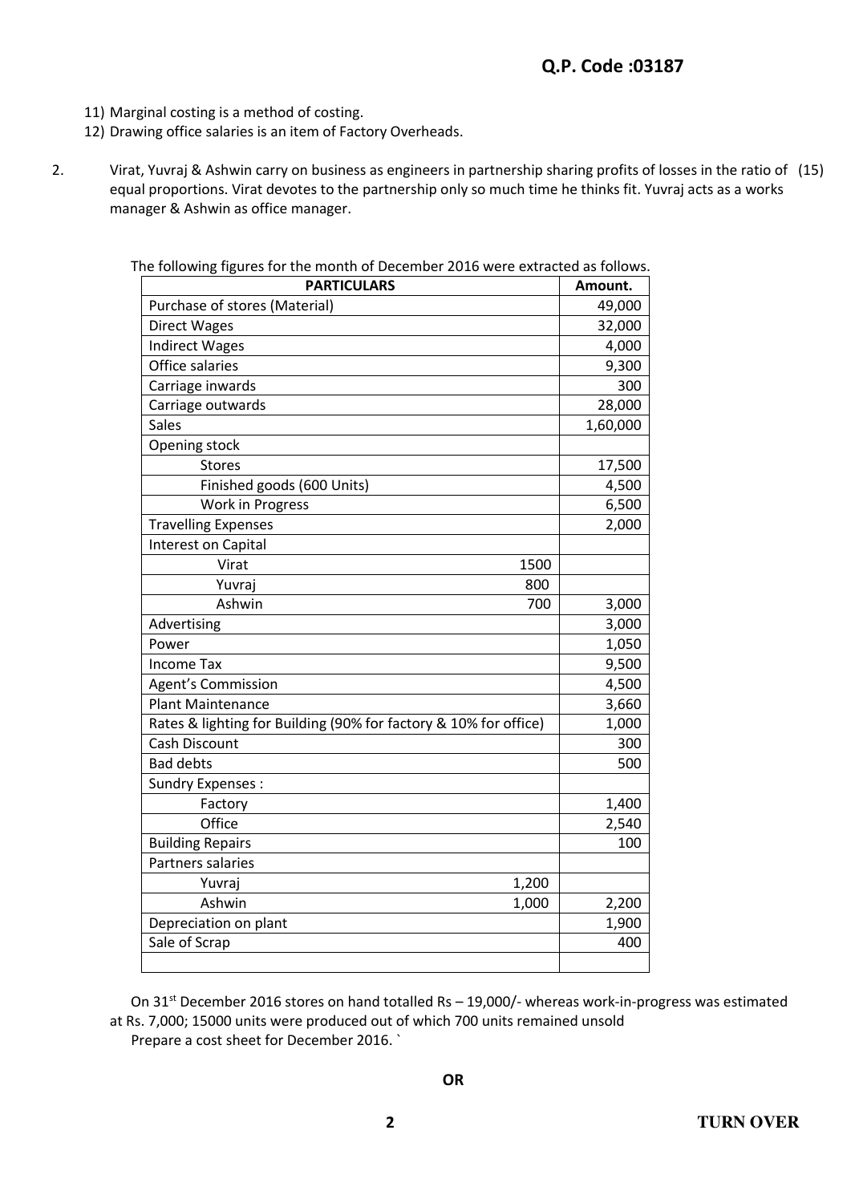11) Marginal costing is a method of costing.
12) Drawing office salaries is an item of Factory Overheads.

2. Virat, Yuvraj & Ashwin carry on business as engineers in partnership sharing profits of losses in the ratio of equal proportions. Virat devotes to the partnership only so much time he thinks fit. Yuvraj acts as a works manager & Ashwin as office manager. (15)

The following figures for the month of December 2016 were extracted as follows.

| PARTICULARS | | Amount. |
|---|---|---|
| Purchase of stores (Material) | | 49,000 |
| Direct Wages | | 32,000 |
| Indirect Wages | | 4,000 |
| Office salaries | | 9,300 |
| Carriage inwards | | 300 |
| Carriage outwards | | 28,000 |
| Sales | | 1,60,000 |
| Opening stock | | |
| Stores | | 17,500 |
| Finished goods (600 Units) | | 4,500 |
| Work in Progress | | 6,500 |
| Travelling Expenses | | 2,000 |
| Interest on Capital | | |
| Virat | 1500 | |
| Yuvraj | 800 | |
| Ashwin | 700 | 3,000 |
| Advertising | | 3,000 |
| Power | | 1,050 |
| Income Tax | | 9,500 |
| Agent's Commission | | 4,500 |
| Plant Maintenance | | 3,660 |
| Rates & lighting for Building (90% for factory & 10% for office) | | 1,000 |
| Cash Discount | | 300 |
| Bad debts | | 500 |
| Sundry Expenses : | | |
| Factory | | 1,400 |
| Office | | 2,540 |
| Building Repairs | | 100 |
| Partners salaries | | |
| Yuvraj | 1,200 | |
| Ashwin | 1,000 | 2,200 |
| Depreciation on plant | | 1,900 |
| Sale of Scrap | | 400 |
| | | |

On 31st December 2016 stores on hand totalled Rs – 19,000/- whereas work-in-progress was estimated at Rs. 7,000; 15000 units were produced out of which 700 units remained unsold

Prepare a cost sheet for December 2016. `

**OR**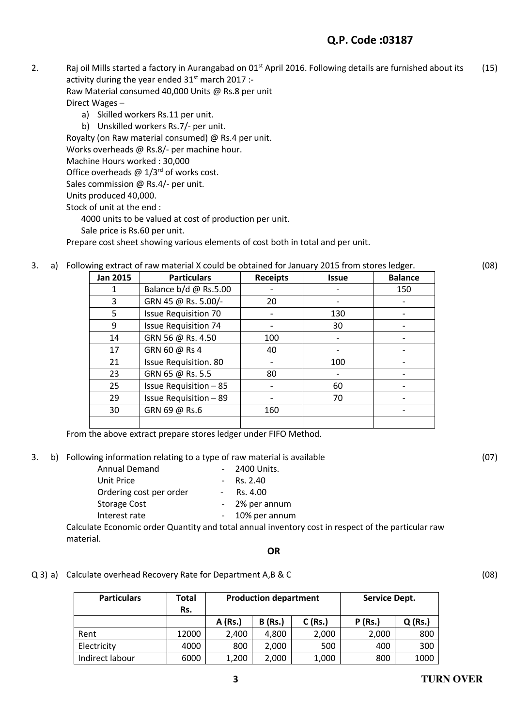**Q.P. Code :03187**

2. Raj oil Mills started a factory in Aurangabad on 01[st] April 2016. Following details are furnished about its activity during the year ended 31[st] march 2017 :- (15)

   Raw Material consumed 40,000 Units @ Rs.8 per unit

   Direct Wages –

   a) Skilled workers Rs.11 per unit.
   b) Unskilled workers Rs.7/- per unit.

   Royalty (on Raw material consumed) @ Rs.4 per unit.

   Works overheads @ Rs.8/- per machine hour.

   Machine Hours worked : 30,000

   Office overheads @ 1/3[rd] of works cost.

   Sales commission @ Rs.4/- per unit.

   Units produced 40,000.

   Stock of unit at the end :

   4000 units to be valued at cost of production per unit.

   Sale price is Rs.60 per unit.

   Prepare cost sheet showing various elements of cost both in total and per unit.

3. a) Following extract of raw material X could be obtained for January 2015 from stores ledger. (08)

| Jan 2015 | Particulars | Receipts | Issue | Balance |
|---|---|---|---|---|
| 1 | Balance b/d @ Rs.5.00 | - | - | 150 |
| 3 | GRN 45 @ Rs. 5.00/- | 20 | - | - |
| 5 | Issue Requisition 70 | - | 130 | - |
| 9 | Issue Requisition 74 | - | 30 | - |
| 14 | GRN 56 @ Rs. 4.50 | 100 | - | - |
| 17 | GRN 60 @ Rs 4 | 40 | - | - |
| 21 | Issue Requisition. 80 | - | 100 | - |
| 23 | GRN 65 @ Rs. 5.5 | 80 | - | - |
| 25 | Issue Requisition – 85 | - | 60 | - |
| 29 | Issue Requisition – 89 | - | 70 | - |
| 30 | GRN 69 @ Rs.6 | 160 | | - |
| | | | | |

From the above extract prepare stores ledger under FIFO Method.

3. b) Following information relating to a type of raw material is available (07)

| | | |
|---|---|---|
| Annual Demand | - | 2400 Units. |
| Unit Price | - | Rs. 2.40 |
| Ordering cost per order | - | Rs. 4.00 |
| Storage Cost | - | 2% per annum |
| Interest rate | - | 10% per annum |

Calculate Economic order Quantity and total annual inventory cost in respect of the particular raw material.

**OR**

Q 3) a) Calculate overhead Recovery Rate for Department A,B & C (08)

| Particulars | Total Rs. | Production department | | | Service Dept. | |
|---|---|---|---|---|---|---|
| | | A (Rs.) | B (Rs.) | C (Rs.) | P (Rs.) | Q (Rs.) |
| Rent | 12000 | 2,400 | 4,800 | 2,000 | 2,000 | 800 |
| Electricity | 4000 | 800 | 2,000 | 500 | 400 | 300 |
| Indirect labour | 6000 | 1,200 | 2,000 | 1,000 | 800 | 1000 |

**TURN OVER**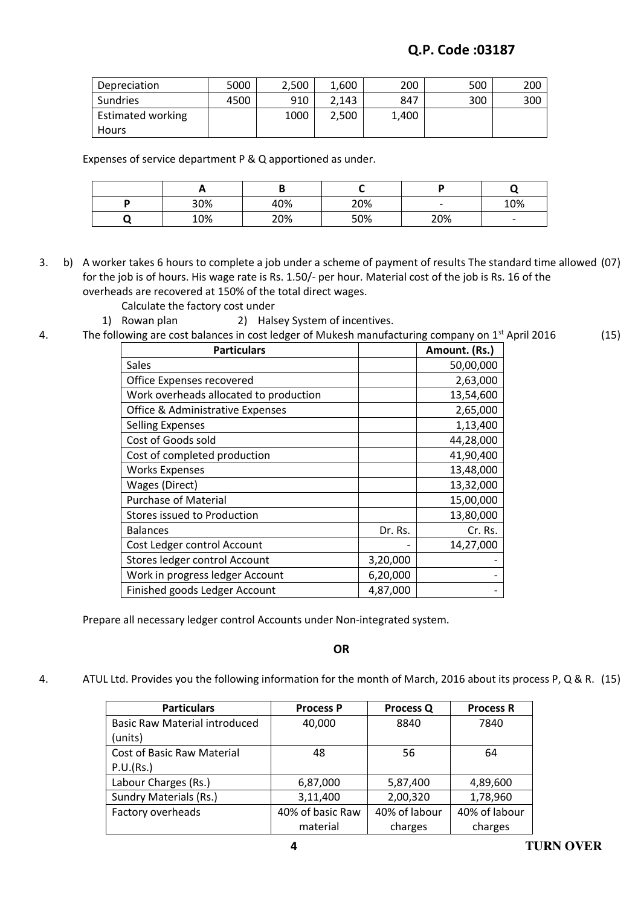Q.P. Code :03187

| Depreciation | 5000 | 2,500 | 1,600 | 200 | 500 | 200 |
|---|---|---|---|---|---|---|
| Sundries | 4500 | 910 | 2,143 | 847 | 300 | 300 |
| Estimated working Hours | | 1000 | 2,500 | 1,400 | | |

Expenses of service department P & Q apportioned as under.

| | A | B | C | P | Q |
|---|---|---|---|---|---|
| P | 30% | 40% | 20% | - | 10% |
| Q | 10% | 20% | 50% | 20% | - |

3. b) A worker takes 6 hours to complete a job under a scheme of payment of results The standard time allowed for the job is of hours. His wage rate is Rs. 1.50/- per hour. Material cost of the job is Rs. 16 of the overheads are recovered at 150% of the total direct wages. (07)

   Calculate the factory cost under

   1) Rowan plan  2) Halsey System of incentives.

4. The following are cost balances in cost ledger of Mukesh manufacturing company on 1st April 2016 (15)

| Particulars | | Amount. (Rs.) |
|---|---|---|
| Sales | | 50,00,000 |
| Office Expenses recovered | | 2,63,000 |
| Work overheads allocated to production | | 13,54,600 |
| Office & Administrative Expenses | | 2,65,000 |
| Selling Expenses | | 1,13,400 |
| Cost of Goods sold | | 44,28,000 |
| Cost of completed production | | 41,90,400 |
| Works Expenses | | 13,48,000 |
| Wages (Direct) | | 13,32,000 |
| Purchase of Material | | 15,00,000 |
| Stores issued to Production | | 13,80,000 |
| Balances | Dr. Rs. | Cr. Rs. |
| Cost Ledger control Account | - | 14,27,000 |
| Stores ledger control Account | 3,20,000 | - |
| Work in progress ledger Account | 6,20,000 | - |
| Finished goods Ledger Account | 4,87,000 | - |

Prepare all necessary ledger control Accounts under Non-integrated system.

**OR**

4. ATUL Ltd. Provides you the following information for the month of March, 2016 about its process P, Q & R. (15)

| Particulars | Process P | Process Q | Process R |
|---|---|---|---|
| Basic Raw Material introduced (units) | 40,000 | 8840 | 7840 |
| Cost of Basic Raw Material P.U.(Rs.) | 48 | 56 | 64 |
| Labour Charges (Rs.) | 6,87,000 | 5,87,400 | 4,89,600 |
| Sundry Materials (Rs.) | 3,11,400 | 2,00,320 | 1,78,960 |
| Factory overheads | 40% of basic Raw material | 40% of labour charges | 40% of labour charges |

TURN OVER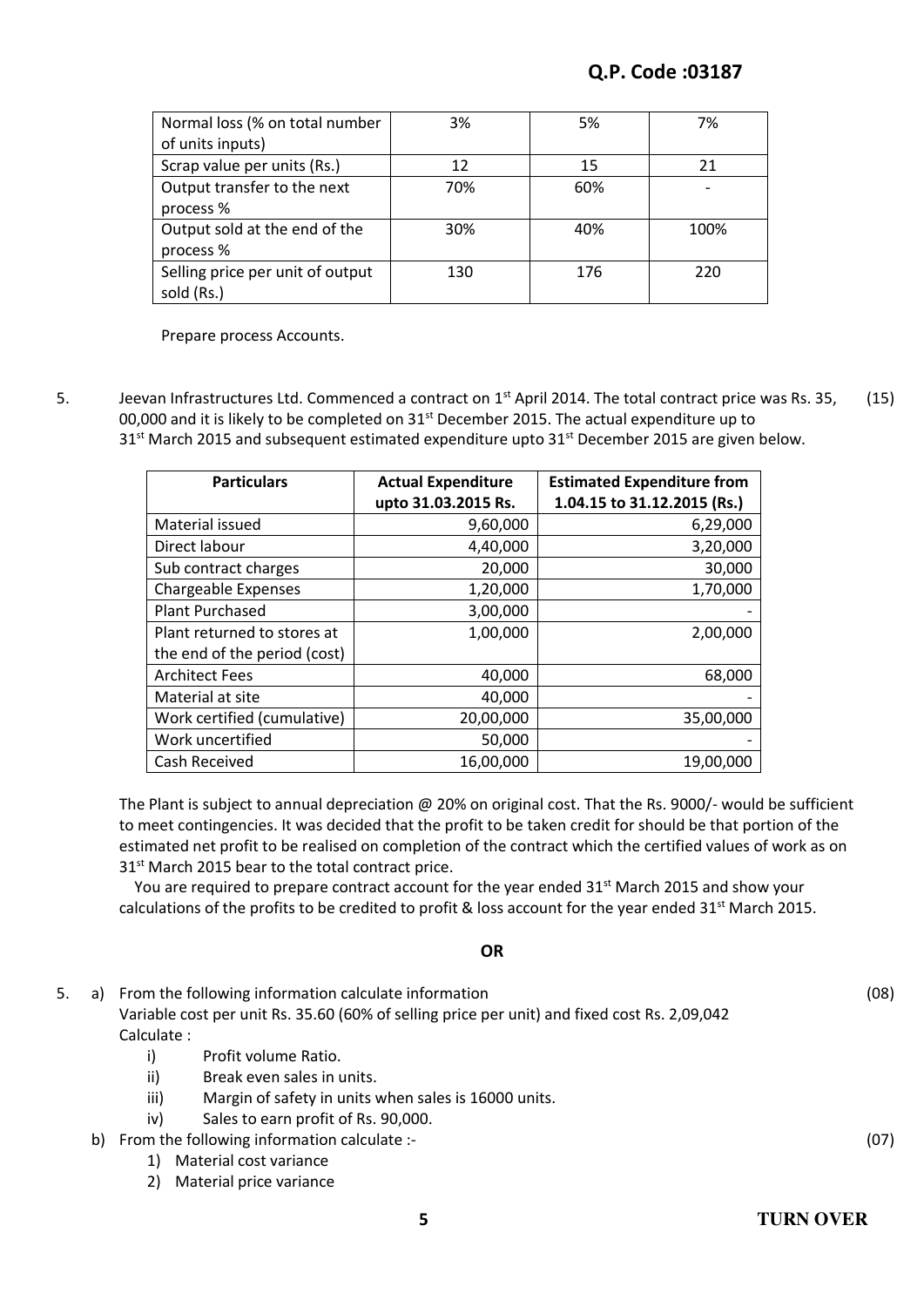| Normal loss (% on total number of units inputs) | 3% | 5% | 7% |
|---|---|---|---|
| Scrap value per units (Rs.) | 12 | 15 | 21 |
| Output transfer to the next process % | 70% | 60% | - |
| Output sold at the end of the process % | 30% | 40% | 100% |
| Selling price per unit of output sold (Rs.) | 130 | 176 | 220 |

Prepare process Accounts.

5. Jeevan Infrastructures Ltd. Commenced a contract on 1st April 2014. The total contract price was Rs. 35, 00,000 and it is likely to be completed on 31st December 2015. The actual expenditure up to 31st March 2015 and subsequent estimated expenditure upto 31st December 2015 are given below. (15)

| Particulars | Actual Expenditure upto 31.03.2015 Rs. | Estimated Expenditure from 1.04.15 to 31.12.2015 (Rs.) |
|---|---|---|
| Material issued | 9,60,000 | 6,29,000 |
| Direct labour | 4,40,000 | 3,20,000 |
| Sub contract charges | 20,000 | 30,000 |
| Chargeable Expenses | 1,20,000 | 1,70,000 |
| Plant Purchased | 3,00,000 | - |
| Plant returned to stores at the end of the period (cost) | 1,00,000 | 2,00,000 |
| Architect Fees | 40,000 | 68,000 |
| Material at site | 40,000 | - |
| Work certified (cumulative) | 20,00,000 | 35,00,000 |
| Work uncertified | 50,000 | - |
| Cash Received | 16,00,000 | 19,00,000 |

The Plant is subject to annual depreciation @ 20% on original cost. That the Rs. 9000/- would be sufficient to meet contingencies. It was decided that the profit to be taken credit for should be that portion of the estimated net profit to be realised on completion of the contract which the certified values of work as on 31st March 2015 bear to the total contract price.

You are required to prepare contract account for the year ended 31st March 2015 and show your calculations of the profits to be credited to profit & loss account for the year ended 31st March 2015.

**OR**

5. a) From the following information calculate information (08)

Variable cost per unit Rs. 35.60 (60% of selling price per unit) and fixed cost Rs. 2,09,042

Calculate :

i) Profit volume Ratio.

ii) Break even sales in units.

iii) Margin of safety in units when sales is 16000 units.

iv) Sales to earn profit of Rs. 90,000.

b) From the following information calculate :- (07)

1) Material cost variance

2) Material price variance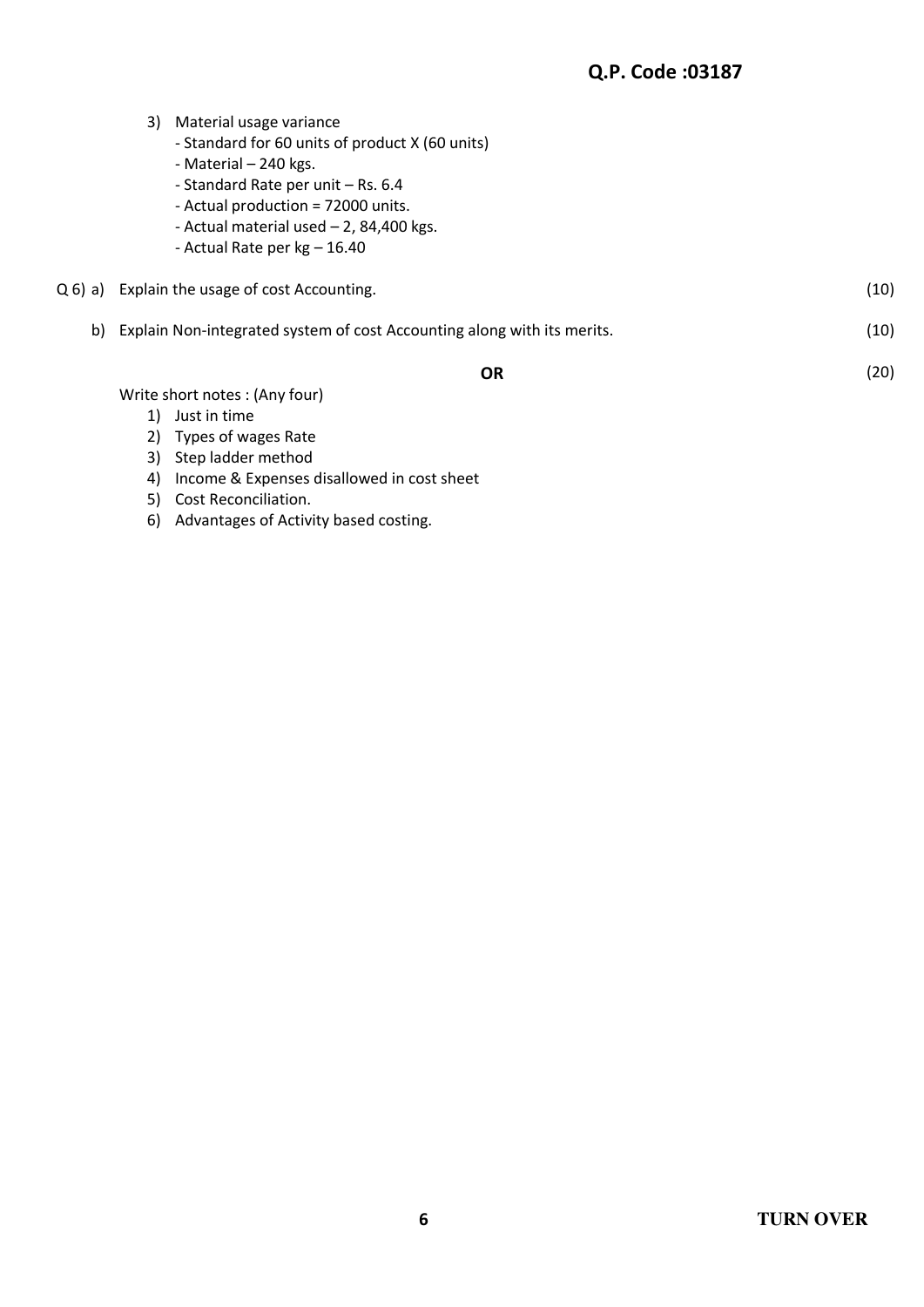3) Material usage variance
   - Standard for 60 units of product X (60 units)
   - Material – 240 kgs.
   - Standard Rate per unit – Rs. 6.4
   - Actual production = 72000 units.
   - Actual material used – 2, 84,400 kgs.
   - Actual Rate per kg – 16.40

Q 6) a) Explain the usage of cost Accounting. (10)

b) Explain Non-integrated system of cost Accounting along with its merits. (10)

**OR** (20)

Write short notes : (Any four)

1) Just in time
2) Types of wages Rate
3) Step ladder method
4) Income & Expenses disallowed in cost sheet
5) Cost Reconciliation.
6) Advantages of Activity based costing.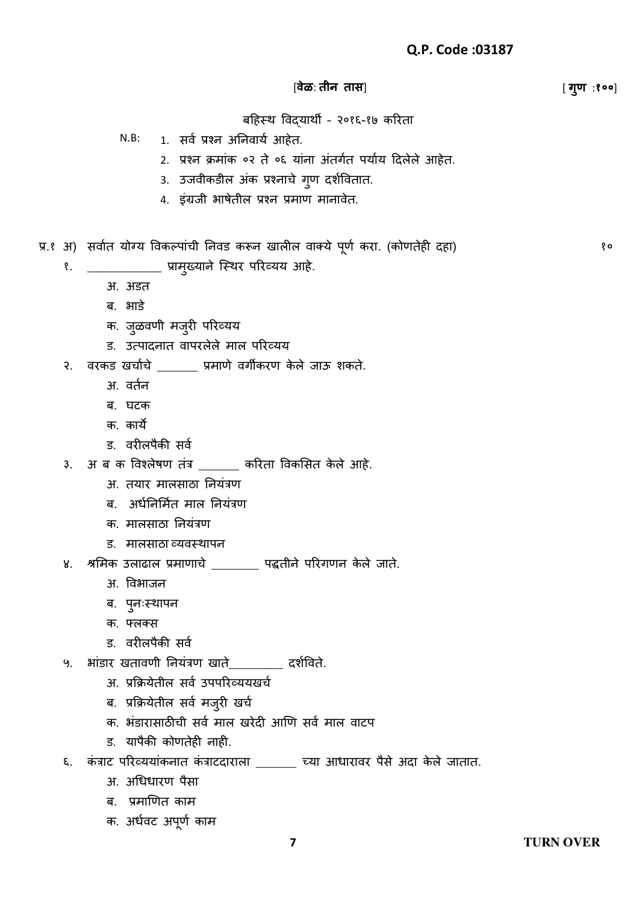**Q.P. Code :03187**

[**वेळ: तीन तास**] [ **गुण :१००**]

बहिस्थ विद्यार्थी - २०१६-१७ करिता

N.B:
1. सर्व प्रश्न अनिवार्य आहेत.
2. प्रश्न क्रमांक ०२ ते ०६ यांना अंतर्गत पर्याय दिलेले आहेत.
3. उजवीकडील अंक प्रश्नाचे गुण दर्शवितात.
4. इंग्रजी भाषेतील प्रश्न प्रमाण मानावेत.

प्र.१ अ) सर्वात योग्य विकल्पांची निवड करून खालील वाक्ये पूर्ण करा. (कोणतेही दहा) १०

१. ____________ प्रामुख्याने स्थिर परिव्यय आहे.
- अ. अडत
- ब. भाडे
- क. जुळवणी मजुरी परिव्यय
- ड. उत्पादनात वापरलेले माल परिव्यय

२. वरकड खर्चाचे _______ प्रमाणे वर्गीकरण केले जाऊ शकते.
- अ. वर्तन
- ब. घटक
- क. कार्ये
- ड. वरीलपैकी सर्व

३. अ ब क विश्लेषण तंत्र _______ करिता विकसित केले आहे.
- अ. तयार मालसाठा नियंत्रण
- ब. अर्धनिर्मित माल नियंत्रण
- क. मालसाठा नियंत्रण
- ड. मालसाठा व्यवस्थापन

४. श्रमिक उलाढाल प्रमाणाचे ________ पद्धतीने परिगणन केले जाते.
- अ. विभाजन
- ब. पुनःस्थापन
- क. फ्लक्स
- ड. वरीलपैकी सर्व

५. भांडार खतावणी नियंत्रण खाते_________ दर्शविते.
- अ. प्रक्रियेतील सर्व उपपरिव्ययखर्च
- ब. प्रक्रियेतील सर्व मजुरी खर्च
- क. भंडारासाठीची सर्व माल खरेदी आणि सर्व माल वाटप
- ड. यापैकी कोणतेही नाही.

६. कंत्राट परिव्ययांकनात कंत्राटदाराला _______ च्या आधारावर पैसे अदा केले जातात.
- अ. अधिधारण पैसा
- ब. प्रमाणित काम
- क. अर्धवट अपूर्ण काम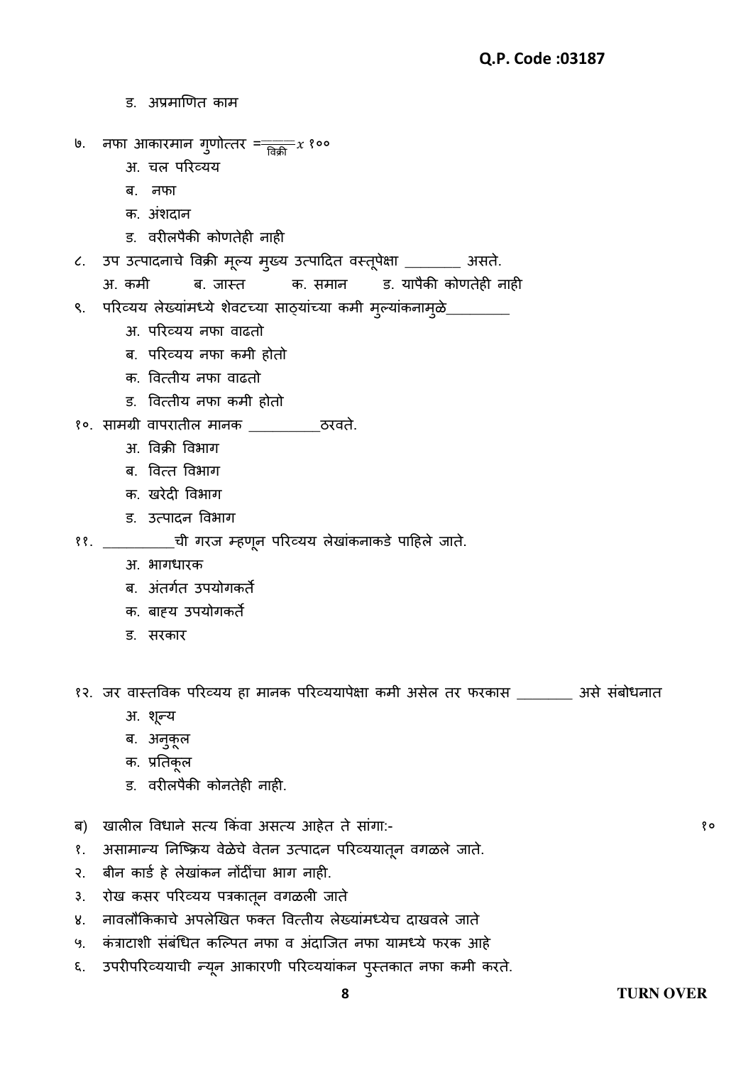ड. अप्रमाणित काम

७. नफा आकारमान गुणोत्तर = $\frac{\quad}{\text{विक्री}} x$ १००

अ. चल परिव्यय

ब. नफा

क. अंशदान

ड. वरीलपैकी कोणतेही नाही

८. उप उत्पादनाचे विक्री मूल्य मुख्य उत्पादित वस्तूपेक्षा ________ असते.

अ. कमी  ब. जास्त  क. समान  ड. यापैकी कोणतेही नाही

९. परिव्यय लेख्यांमध्ये शेवटच्या साठ्यांच्या कमी मुल्यांकनामुळे_________

अ. परिव्यय नफा वाढतो

ब. परिव्यय नफा कमी होतो

क. वित्तीय नफा वाढतो

ड. वित्तीय नफा कमी होतो

१०. सामग्री वापरातील मानक __________ठरवते.

अ. विक्री विभाग

ब. वित्त विभाग

क. खरेदी विभाग

ड. उत्पादन विभाग

११. __________ची गरज म्हणून परिव्यय लेखांकनाकडे पाहिले जाते.

अ. भागधारक

ब. अंतर्गत उपयोगकर्ते

क. बाह्य उपयोगकर्ते

ड. सरकार

१२. जर वास्तविक परिव्यय हा मानक परिव्ययापेक्षा कमी असेल तर फरकास ________ असे संबोधनात

अ. शून्य

ब. अनुकूल

क. प्रतिकूल

ड. वरीलपैकी कोनतेही नाही.

ब) खालील विधाने सत्य किंवा असत्य आहेत ते सांगा:-  १०

१. असामान्य निष्क्रिय वेळेचे वेतन उत्पादन परिव्ययातून वगळले जाते.

२. बीन कार्ड हे लेखांकन नोंदींचा भाग नाही.

३. रोख कसर परिव्यय पत्रकातून वगळली जाते

४. नावलौकिकाचे अपलेखित फक्त वित्तीय लेख्यांमध्येच दाखवले जाते

५. कंत्राटाशी संबंधित कल्पित नफा व अंदाजित नफा यामध्ये फरक आहे

६. उपरीपरिव्ययाची न्यून आकारणी परिव्ययांकन पुस्तकात नफा कमी करते.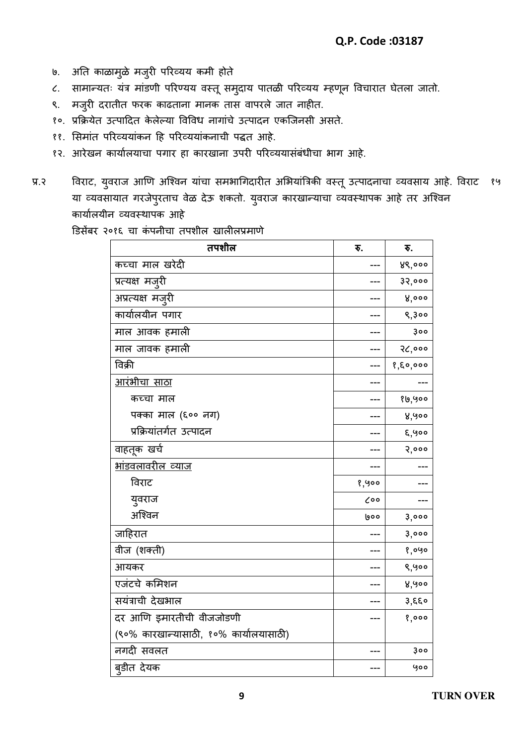७. अति काळामुळे मजुरी परिव्यय कमी होते

८. सामान्यतः यंत्र मांडणी परिण्यय वस्तू समुदाय पातळी परिव्यय म्हणून विचारात घेतला जातो.

९. मजुरी दरातीत फरक काढताना मानक तास वापरले जात नाहीत.

१०. प्रक्रियेत उत्पादित केलेल्या विविध नागांचे उत्पादन एकजिनसी असते.

११. सिमांत परिव्ययांकन हि परिव्ययांकनाची पद्धत आहे.

१२. आरेखन कार्यालयाचा पगार हा कारखाना उपरी परिव्ययासंबंधीचा भाग आहे.

प्र.२ विराट, युवराज आणि अश्विन यांचा समभागिदारीत अभियांत्रिकी वस्तू उत्पादनाचा व्यवसाय आहे. विराट या व्यवसायात गरजेपुरताच वेळ देऊ शकतो. युवराज कारखान्याचा व्यवस्थापक आहे तर अश्विन कार्यालयीन व्यवस्थापक आहे १५

डिसेंबर २०१६ चा कंपनीचा तपशील खालीलप्रमाणे

| तपशील | रु. | रु. |
|---|---|---|
| कच्चा माल खरेदी | --- | ४९,००० |
| प्रत्यक्ष मजुरी | --- | ३२,००० |
| अप्रत्यक्ष मजुरी | --- | ४,००० |
| कार्यालयीन पगार | --- | ९,३०० |
| माल आवक हमाली | --- | ३०० |
| माल जावक हमाली | --- | २८,००० |
| विक्री | --- | १,६०,००० |
| <u>आरंभीचा साठा</u> | --- | --- |
| कच्चा माल | --- | १७,५०० |
| पक्का माल (६०० नग) | --- | ४,५०० |
| प्रक्रियांतर्गत उत्पादन | --- | ६,५०० |
| वाहतूक खर्च | --- | २,००० |
| <u>भांडवलावरील व्याज</u> | --- | --- |
| विराट | १,५०० | --- |
| युवराज | ८०० | --- |
| अश्विन | ७०० | ३,००० |
| जाहिरात | --- | ३,००० |
| वीज (शक्ती) | --- | १,०५० |
| आयकर | --- | ९,५०० |
| एजंटचे कमिशन | --- | ४,५०० |
| सयंत्राची देखभाल | --- | ३,६६० |
| दर आणि इमारतीची वीजजोडणी (९०% कारखान्यासाठी, १०% कार्यालयासाठी) | --- | १,००० |
| नगदी सवलत | --- | ३०० |
| बुडीत देयक | --- | ५०० |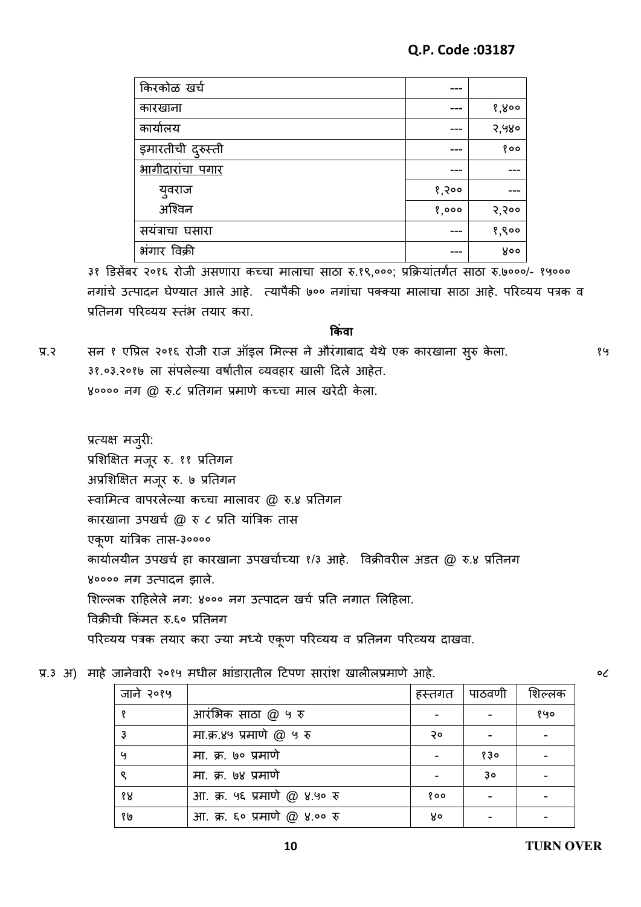| किरकोळ खर्च | --- | |
|---|---|---|
| कारखाना | --- | १,४०० |
| कार्यालय | --- | २,५४० |
| इमारतीची दुरुस्ती | --- | १०० |
| भागीदारांचा पगार | --- | --- |
| युवराज | १,२०० | --- |
| अश्विन | १,००० | २,२०० |
| सयंत्राचा घसारा | --- | १,९०० |
| भंगार विक्री | --- | ४०० |

३१ डिसेंबर २०१६ रोजी असणारा कच्चा मालाचा साठा रु.१९,०००; प्रक्रियांतर्गत साठा रु.७०००/- १५००० नगांचे उत्पादन घेण्यात आले आहे. त्यापैकी ७०० नगांचा पक्क्या मालाचा साठा आहे. परिव्यय पत्रक व प्रतिनग परिव्यय स्तंभ तयार करा.

**किंवा**

प्र.२ सन १ एप्रिल २०१६ रोजी राज ऑइल मिल्स ने औरंगाबाद येथे एक कारखाना सुरु केला. ३१.०३.२०१७ ला संपलेल्या वर्षातील व्यवहार खाली दिले आहेत. १५

४०००० नग @ रु.८ प्रतिगन प्रमाणे कच्चा माल खरेदी केला.

प्रत्यक्ष मजुरी:

प्रशिक्षित मजूर रु. ११ प्रतिगन

अप्रशिक्षित मजूर रु. ७ प्रतिगन

स्वामित्व वापरलेल्या कच्चा मालावर @ रु.४ प्रतिगन

कारखाना उपखर्च @ रु ८ प्रति यांत्रिक तास

एकूण यांत्रिक तास-३००००

कार्यालयीन उपखर्च हा कारखाना उपखर्चाच्या १/३ आहे. विक्रीवरील अडत @ रु.४ प्रतिनग

४०००० नग उत्पादन झाले.

शिल्लक राहिलेले नग: ४००० नग उत्पादन खर्च प्रति नगात लिहिला.

विक्रीची किंमत रु.६० प्रतिनग

परिव्यय पत्रक तयार करा ज्या मध्ये एकूण परिव्यय व प्रतिनग परिव्यय दाखवा.

प्र.३ अ) माहे जानेवारी २०१५ मधील भांडारातील टिपण सारांश खालीलप्रमाणे आहे. ०८

| जाने २०१५ | | हस्तगत | पाठवणी | शिल्लक |
|---|---|---|---|---|
| १ | आरंभिक साठा @ ५ रु | - | - | १५० |
| ३ | मा.क्र.४५ प्रमाणे @ ५ रु | २० | - | - |
| ५ | मा. क्र. ७० प्रमाणे | - | १३० | - |
| ९ | मा. क्र. ७४ प्रमाणे | - | ३० | - |
| १४ | आ. क्र. ५६ प्रमाणे @ ४.५० रु | १०० | - | - |
| १७ | आ. क्र. ६० प्रमाणे @ ४.०० रु | ४० | - | - |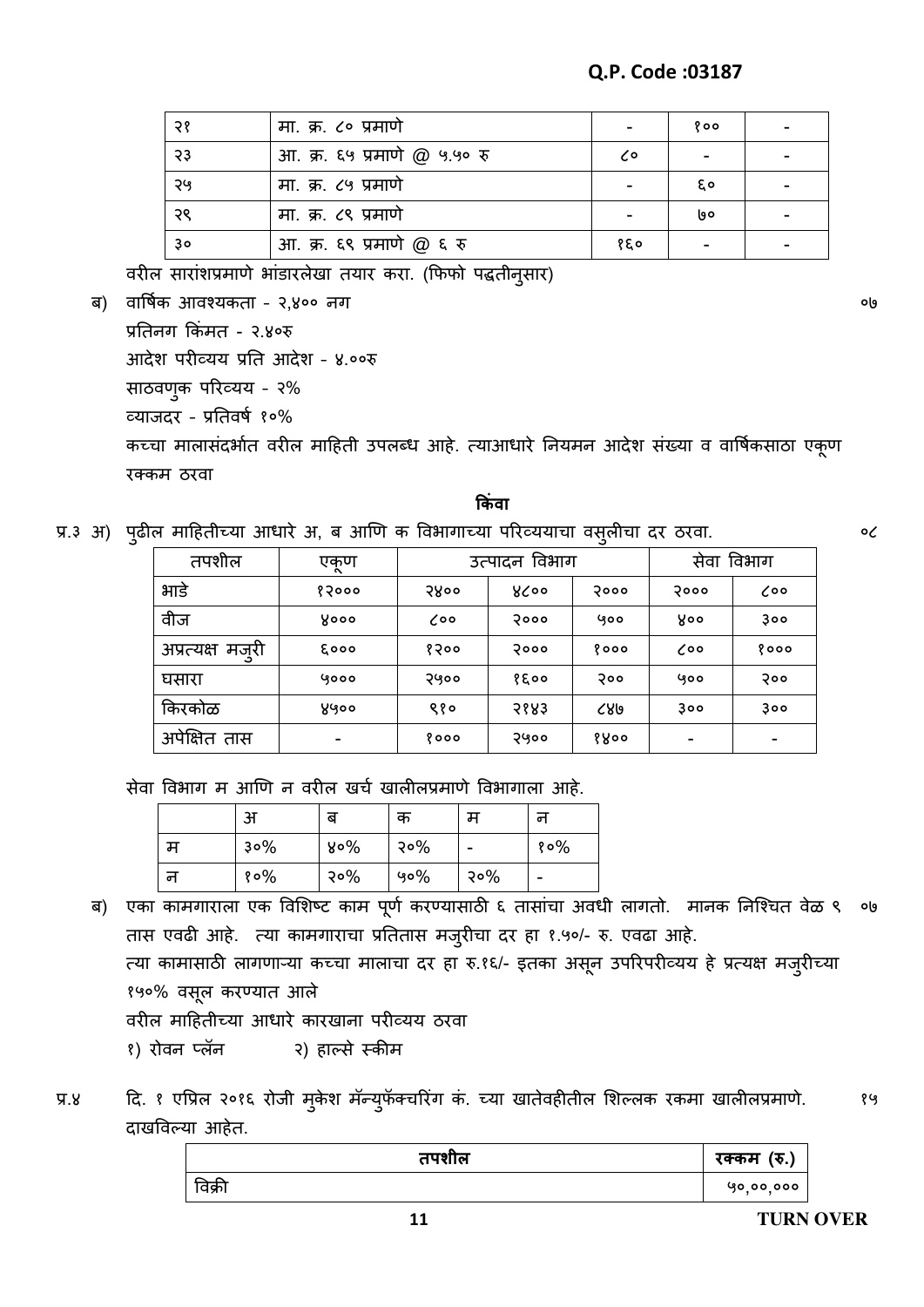| २१ | मा. क्र. ८० प्रमाणे | - | १०० | - |
|---|---|---|---|---|
| २३ | आ. क्र. ६५ प्रमाणे @ ५.५० रु | ८० | - | - |
| २५ | मा. क्र. ८५ प्रमाणे | - | ६० | - |
| २९ | मा. क्र. ८९ प्रमाणे | - | ७० | - |
| ३० | आ. क्र. ६९ प्रमाणे @ ६ रु | १६० | - | - |

वरील सारांशप्रमाणे भांडारलेखा तयार करा. (फिफो पद्धतीनुसार)

ब) वार्षिक आवश्यकता - २,४०० नग ०७

प्रतिनग किंमत - २.४०रु

आदेश परीव्यय प्रति आदेश - ४.००रु

साठवणुक परिव्यय - २%

व्याजदर - प्रतिवर्ष १०%

कच्चा मालासंदर्भात वरील माहिती उपलब्ध आहे. त्याआधारे नियमन आदेश संख्या व वार्षिकसाठा एकूण रक्कम ठरवा

**किंवा**

प्र.३ अ) पुढील माहितीच्या आधारे अ, ब आणि क विभागाच्या परिव्ययाचा वसुलीचा दर ठरवा. ०८

| तपशील | एकूण | उत्पादन विभाग | | | सेवा विभाग | |
|---|---|---|---|---|---|---|
| भाडे | १२००० | २४०० | ४८०० | २००० | २००० | ८०० |
| वीज | ४००० | ८०० | २००० | ५०० | ४०० | ३०० |
| अप्रत्यक्ष मजुरी | ६००० | १२०० | २००० | १००० | ८०० | १००० |
| घसारा | ५००० | २५०० | १६०० | २०० | ५०० | २०० |
| किरकोळ | ४५०० | ९१० | २१४३ | ८४७ | ३०० | ३०० |
| अपेक्षित तास | - | १००० | २५०० | १४०० | - | - |

सेवा विभाग म आणि न वरील खर्च खालीलप्रमाणे विभागाला आहे.

| | अ | ब | क | म | न |
|---|---|---|---|---|---|
| म | ३०% | ४०% | २०% | - | १०% |
| न | १०% | २०% | ५०% | २०% | - |

ब) एका कामगाराला एक विशिष्ट काम पूर्ण करण्यासाठी ६ तासांचा अवधी लागतो. मानक निश्चित वेळ ९ तास एवढी आहे. त्या कामगाराचा प्रतितास मजुरीचा दर हा १.५०/- रु. एवढा आहे. ०७

त्या कामासाठी लागणाऱ्या कच्चा मालाचा दर हा रु.१६/- इतका असून उपरिपरीव्यय हे प्रत्यक्ष मजुरीच्या १५०% वसूल करण्यात आले

वरील माहितीच्या आधारे कारखाना परीव्यय ठरवा

१) रोवन प्लॅन २) हाल्से स्कीम

प्र.४ दि. १ एप्रिल २०१६ रोजी मुकेश मॅन्युफॅक्चरिंग कं. च्या खातेवहीतील शिल्लक रकमा खालीलप्रमाणे. दाखविल्या आहेत. १५

| तपशील | रक्कम (रु.) |
|---|---|
| विक्री | ५०,००,००० |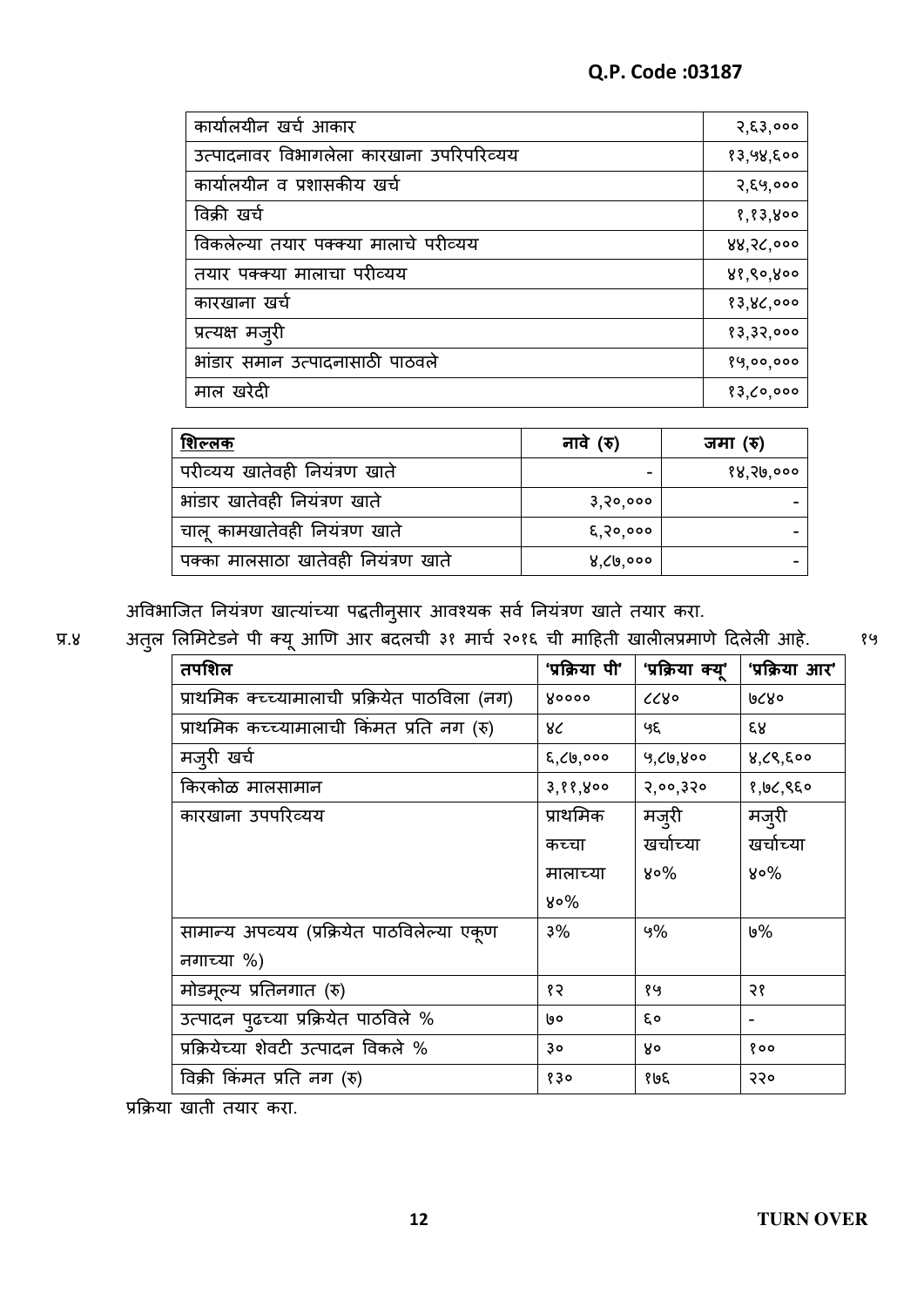**Q.P. Code :03187**

| | |
|---|---|
| कार्यालयीन खर्च आकार | २,६३,००० |
| उत्पादनावर विभागलेला कारखाना उपरिपरिव्यय | १३,५४,६०० |
| कार्यालयीन व प्रशासकीय खर्च | २,६५,००० |
| विक्री खर्च | १,१३,४०० |
| विकलेल्या तयार पक्क्या मालाचे परीव्यय | ४४,२८,००० |
| तयार पक्क्या मालाचा परीव्यय | ४१,९०,४०० |
| कारखाना खर्च | १३,४८,००० |
| प्रत्यक्ष मजुरी | १३,३२,००० |
| भांडार समान उत्पादनासाठी पाठवले | १५,००,००० |
| माल खरेदी | १३,८०,००० |

| शिल्लक | नावे (रु) | जमा (रु) |
|---|---|---|
| परीव्यय खातेवही नियंत्रण खाते | - | १४,२७,००० |
| भांडार खातेवही नियंत्रण खाते | ३,२०,००० | - |
| चालू कामखातेवही नियंत्रण खाते | ६,२०,००० | - |
| पक्का मालसाठा खातेवही नियंत्रण खाते | ४,८७,००० | - |

अविभाजित नियंत्रण खात्यांच्या पद्धतीनुसार आवश्यक सर्व नियंत्रण खाते तयार करा.

प्र.४ अतुल लिमिटेडने पी क्यू आणि आर बदलची ३१ मार्च २०१६ ची माहिती खालीलप्रमाणे दिलेली आहे. १५

| तपशिल | 'प्रक्रिया पी' | 'प्रक्रिया क्यू' | 'प्रक्रिया आर' |
|---|---|---|---|
| प्राथमिक क्च्च्यामालाची प्रक्रियेत पाठविला (नग) | ४०००० | ८८४० | ७८४० |
| प्राथमिक कच्च्यामालाची किंमत प्रति नग (रु) | ४८ | ५६ | ६४ |
| मजुरी खर्च | ६,८७,००० | ५,८७,४०० | ४,८९,६०० |
| किरकोळ मालसामान | ३,११,४०० | २,००,३२० | १,७८,९६० |
| कारखाना उपपरिव्यय | प्राथमिक कच्चा मालाच्या ४०% | मजुरी खर्चाच्या ४०% | मजुरी खर्चाच्या ४०% |
| सामान्य अपव्यय (प्रक्रियेत पाठविलेल्या एकूण नगाच्या %) | ३% | ५% | ७% |
| मोडमूल्य प्रतिनगात (रु) | १२ | १५ | २१ |
| उत्पादन पुढच्या प्रक्रियेत पाठविले % | ७० | ६० | - |
| प्रक्रियेच्या शेवटी उत्पादन विकले % | ३० | ४० | १०० |
| विक्री किंमत प्रति नग (रु) | १३० | १७६ | २२० |

प्रक्रिया खाती तयार करा.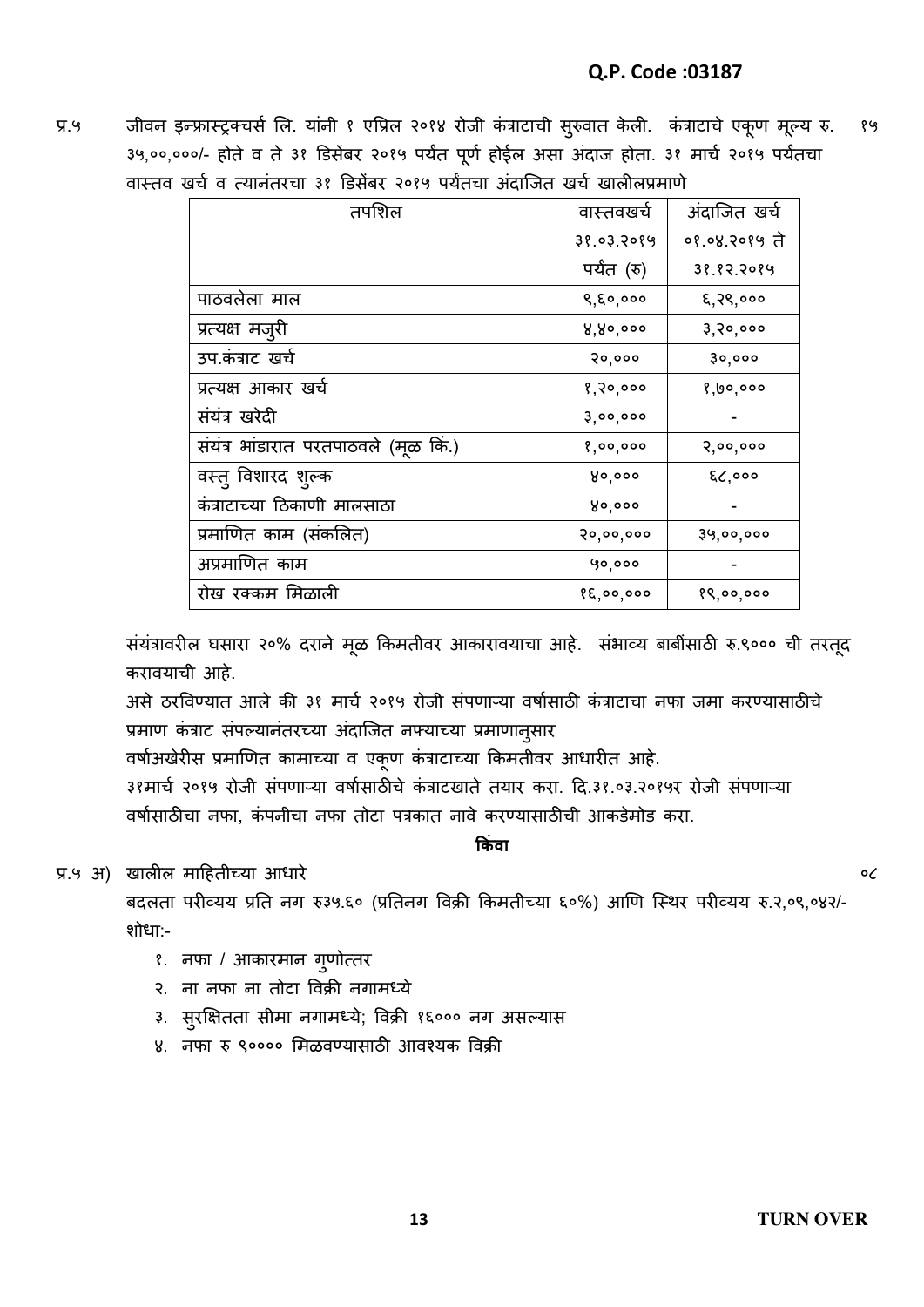**Q.P. Code :03187**

प्र.५ जीवन इन्फ्रास्ट्रक्चर्स लि. यांनी १ एप्रिल २०१४ रोजी कंत्राटाची सुरुवात केली. कंत्राटाचे एकूण मूल्य रु. ३५,००,०००/- होते व ते ३१ डिसेंबर २०१५ पर्यंत पूर्ण होईल असा अंदाज होता. ३१ मार्च २०१५ पर्यंतचा वास्तव खर्च व त्यानंतरचा ३१ डिसेंबर २०१५ पर्यंतचा अंदाजित खर्च खालीलप्रमाणे १५

| तपशिल | वास्तवखर्च ३१.०३.२०१५ पर्यंत (रु) | अंदाजित खर्च ०१.०४.२०१५ ते ३१.१२.२०१५ |
|---|---|---|
| पाठवलेला माल | ९,६०,००० | ६,२९,००० |
| प्रत्यक्ष मजुरी | ४,४०,००० | ३,२०,००० |
| उप.कंत्राट खर्च | २०,००० | ३०,००० |
| प्रत्यक्ष आकार खर्च | १,२०,००० | १,७०,००० |
| संयंत्र खरेदी | ३,००,००० | - |
| संयंत्र भांडारात परतपाठवले (मूळ किं.) | १,००,००० | २,००,००० |
| वस्तु विशारद शुल्क | ४०,००० | ६८,००० |
| कंत्राटाच्या ठिकाणी मालसाठा | ४०,००० | - |
| प्रमाणित काम (संकलित) | २०,००,००० | ३५,००,००० |
| अप्रमाणित काम | ५०,००० | - |
| रोख रक्कम मिळाली | १६,००,००० | १९,००,००० |

संयंत्रावरील घसारा २०% दराने मूळ किमतीवर आकारावयाचा आहे. संभाव्य बाबींसाठी रु.९००० ची तरतूद करावयाची आहे.

असे ठरविण्यात आले की ३१ मार्च २०१५ रोजी संपणाऱ्या वर्षासाठी कंत्राटाचा नफा जमा करण्यासाठीचे प्रमाण कंत्राट संपल्यानंतरच्या अंदाजित नफ्याच्या प्रमाणानुसार वर्षाअखेरीस प्रमाणित कामाच्या व एकूण कंत्राटाच्या किमतीवर आधारीत आहे.

३१मार्च २०१५ रोजी संपणाऱ्या वर्षासाठीचे कंत्राटखाते तयार करा. दि.३१.०३.२०१५र रोजी संपणाऱ्या वर्षासाठीचा नफा, कंपनीचा नफा तोटा पत्रकात नावे करण्यासाठीची आकडेमोड करा.

**किंवा**

प्र.५ अ) खालील माहितीच्या आधारे ०८

बदलता परीव्यय प्रति नग रु३५.६० (प्रतिनग विक्री किमतीच्या ६०%) आणि स्थिर परीव्यय रु.२,०९,०४२/- शोधा:-

१. नफा / आकारमान गुणोत्तर
२. ना नफा ना तोटा विक्री नगामध्ये
३. सुरक्षितता सीमा नगामध्ये; विक्री १६००० नग असल्यास
४. नफा रु ९०००० मिळवण्यासाठी आवश्यक विक्री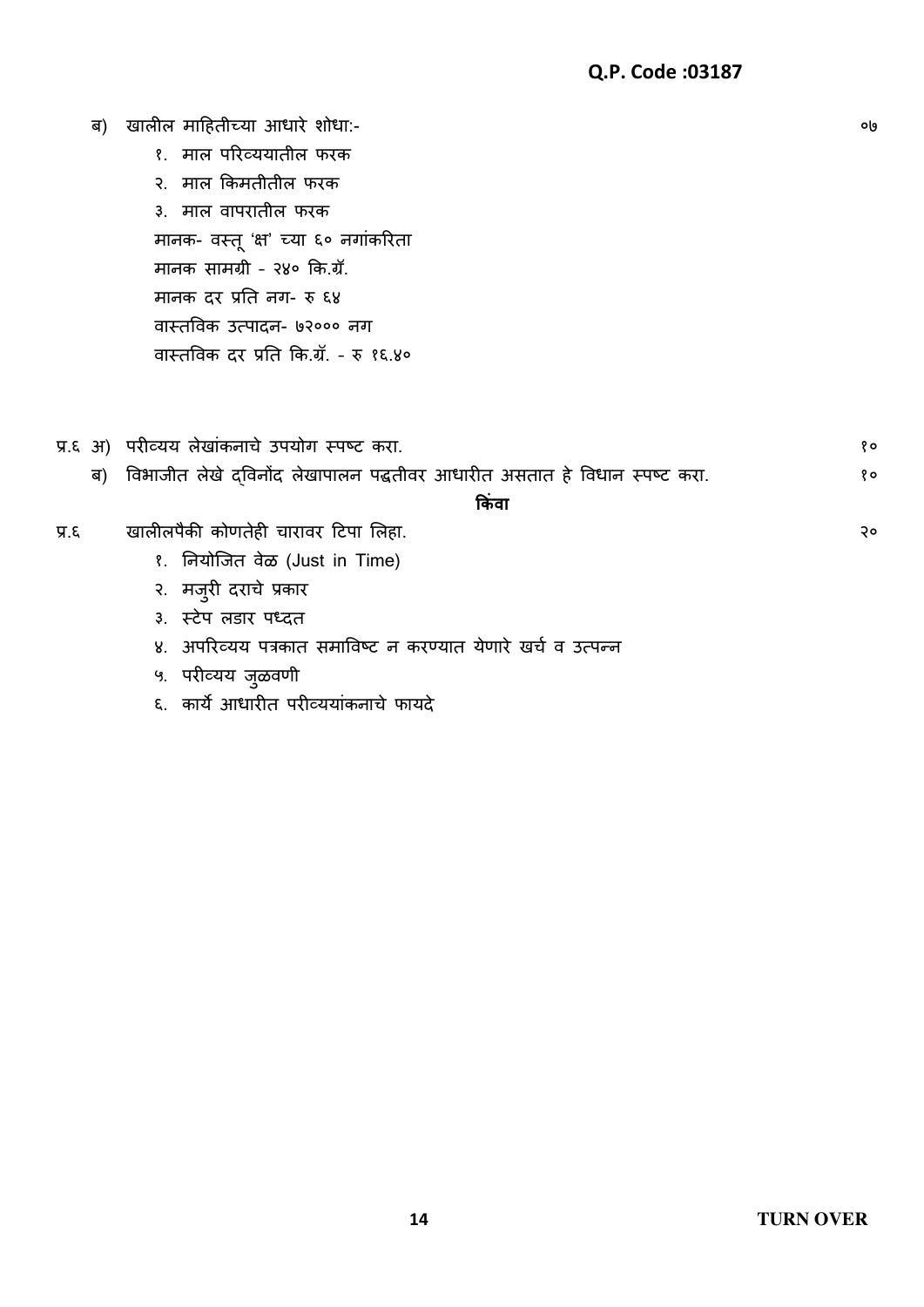**Q.P. Code :03187**

ब) खालील माहितीच्या आधारे शोधा:- ०७

१. माल परिव्ययातील फरक
२. माल किमतीतील फरक
३. माल वापरातील फरक

मानक- वस्तू 'क्ष' च्या ६० नगांकरिता
मानक सामग्री - २४० कि.ग्रॅ.
मानक दर प्रति नग- रु ६४
वास्तविक उत्पादन- ७२००० नग
वास्तविक दर प्रति कि.ग्रॅ. - रु १६.४०

प्र.६ अ) परीव्यय लेखांकनाचे उपयोग स्पष्ट करा. १०

ब) विभाजीत लेखे द्विनोंद लेखापालन पद्धतीवर आधारीत असतात हे विधान स्पष्ट करा. १०

**किंवा**

प्र.६ खालीलपैकी कोणतेही चारावर टिपा लिहा. २०

१. नियोजित वेळ (Just in Time)
२. मजुरी दराचे प्रकार
३. स्टेप लडार पध्दत
४. अपरिव्यय पत्रकात समाविष्ट न करण्यात येणारे खर्च व उत्पन्न
५. परीव्यय जुळवणी
६. कार्ये आधारीत परीव्यययांकनाचे फायदे